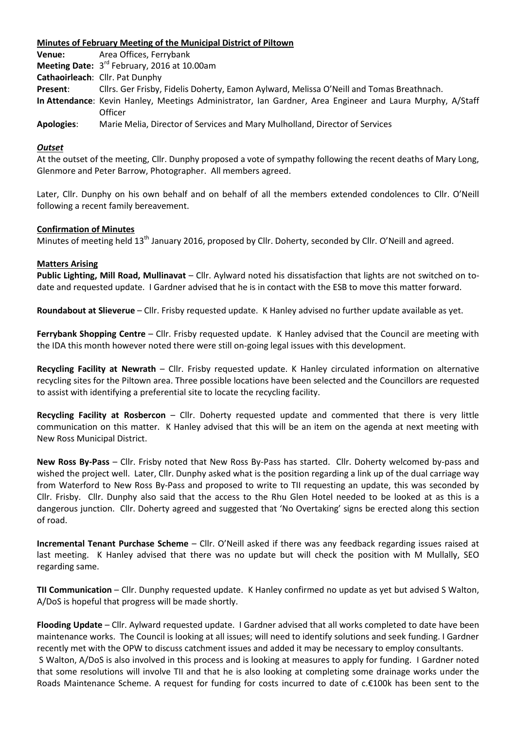**Minutes of February Meeting of the Municipal District of Piltown**

**Venue:** Area Offices, Ferrybank
**Meeting Date:** 3rd February, 2016 at 10.00am
**Cathaoirleach**: Cllr. Pat Dunphy
**Present**: Cllrs. Ger Frisby, Fidelis Doherty, Eamon Aylward, Melissa O'Neill and Tomas Breathnach.
**In Attendance**: Kevin Hanley, Meetings Administrator, Ian Gardner, Area Engineer and Laura Murphy, A/Staff Officer
**Apologies**: Marie Melia, Director of Services and Mary Mulholland, Director of Services

***Outset***

At the outset of the meeting, Cllr. Dunphy proposed a vote of sympathy following the recent deaths of Mary Long, Glenmore and Peter Barrow, Photographer. All members agreed.

Later, Cllr. Dunphy on his own behalf and on behalf of all the members extended condolences to Cllr. O'Neill following a recent family bereavement.

**Confirmation of Minutes**

Minutes of meeting held 13th January 2016, proposed by Cllr. Doherty, seconded by Cllr. O'Neill and agreed.

**Matters Arising**

**Public Lighting, Mill Road, Mullinavat** – Cllr. Aylward noted his dissatisfaction that lights are not switched on to-date and requested update. I Gardner advised that he is in contact with the ESB to move this matter forward.

**Roundabout at Slieverue** – Cllr. Frisby requested update. K Hanley advised no further update available as yet.

**Ferrybank Shopping Centre** – Cllr. Frisby requested update. K Hanley advised that the Council are meeting with the IDA this month however noted there were still on-going legal issues with this development.

**Recycling Facility at Newrath** – Cllr. Frisby requested update. K Hanley circulated information on alternative recycling sites for the Piltown area. Three possible locations have been selected and the Councillors are requested to assist with identifying a preferential site to locate the recycling facility.

**Recycling Facility at Rosbercon** – Cllr. Doherty requested update and commented that there is very little communication on this matter. K Hanley advised that this will be an item on the agenda at next meeting with New Ross Municipal District.

**New Ross By-Pass** – Cllr. Frisby noted that New Ross By-Pass has started. Cllr. Doherty welcomed by-pass and wished the project well. Later, Cllr. Dunphy asked what is the position regarding a link up of the dual carriage way from Waterford to New Ross By-Pass and proposed to write to TII requesting an update, this was seconded by Cllr. Frisby. Cllr. Dunphy also said that the access to the Rhu Glen Hotel needed to be looked at as this is a dangerous junction. Cllr. Doherty agreed and suggested that 'No Overtaking' signs be erected along this section of road.

**Incremental Tenant Purchase Scheme** – Cllr. O'Neill asked if there was any feedback regarding issues raised at last meeting. K Hanley advised that there was no update but will check the position with M Mullally, SEO regarding same.

**TII Communication** – Cllr. Dunphy requested update. K Hanley confirmed no update as yet but advised S Walton, A/DoS is hopeful that progress will be made shortly.

**Flooding Update** – Cllr. Aylward requested update. I Gardner advised that all works completed to date have been maintenance works. The Council is looking at all issues; will need to identify solutions and seek funding. I Gardner recently met with the OPW to discuss catchment issues and added it may be necessary to employ consultants.
S Walton, A/DoS is also involved in this process and is looking at measures to apply for funding. I Gardner noted that some resolutions will involve TII and that he is also looking at completing some drainage works under the Roads Maintenance Scheme. A request for funding for costs incurred to date of c.€100k has been sent to the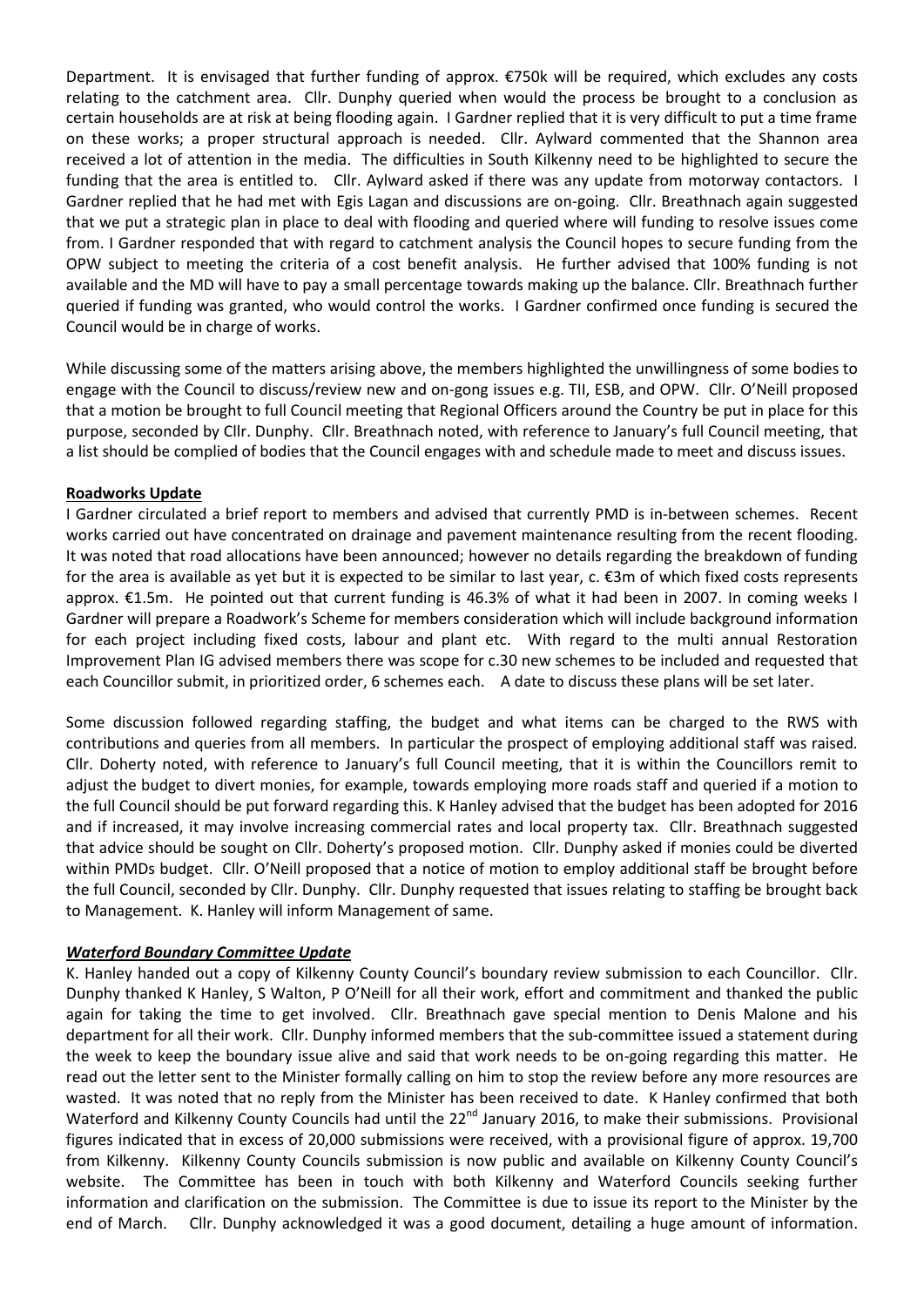Department. It is envisaged that further funding of approx. €750k will be required, which excludes any costs relating to the catchment area. Cllr. Dunphy queried when would the process be brought to a conclusion as certain households are at risk at being flooding again. I Gardner replied that it is very difficult to put a time frame on these works; a proper structural approach is needed. Cllr. Aylward commented that the Shannon area received a lot of attention in the media. The difficulties in South Kilkenny need to be highlighted to secure the funding that the area is entitled to. Cllr. Aylward asked if there was any update from motorway contactors. I Gardner replied that he had met with Egis Lagan and discussions are on-going. Cllr. Breathnach again suggested that we put a strategic plan in place to deal with flooding and queried where will funding to resolve issues come from. I Gardner responded that with regard to catchment analysis the Council hopes to secure funding from the OPW subject to meeting the criteria of a cost benefit analysis. He further advised that 100% funding is not available and the MD will have to pay a small percentage towards making up the balance. Cllr. Breathnach further queried if funding was granted, who would control the works. I Gardner confirmed once funding is secured the Council would be in charge of works.

While discussing some of the matters arising above, the members highlighted the unwillingness of some bodies to engage with the Council to discuss/review new and on-gong issues e.g. TII, ESB, and OPW. Cllr. O'Neill proposed that a motion be brought to full Council meeting that Regional Officers around the Country be put in place for this purpose, seconded by Cllr. Dunphy. Cllr. Breathnach noted, with reference to January's full Council meeting, that a list should be complied of bodies that the Council engages with and schedule made to meet and discuss issues.

**Roadworks Update**

I Gardner circulated a brief report to members and advised that currently PMD is in-between schemes. Recent works carried out have concentrated on drainage and pavement maintenance resulting from the recent flooding. It was noted that road allocations have been announced; however no details regarding the breakdown of funding for the area is available as yet but it is expected to be similar to last year, c. €3m of which fixed costs represents approx. €1.5m. He pointed out that current funding is 46.3% of what it had been in 2007. In coming weeks I Gardner will prepare a Roadwork's Scheme for members consideration which will include background information for each project including fixed costs, labour and plant etc. With regard to the multi annual Restoration Improvement Plan IG advised members there was scope for c.30 new schemes to be included and requested that each Councillor submit, in prioritized order, 6 schemes each. A date to discuss these plans will be set later.

Some discussion followed regarding staffing, the budget and what items can be charged to the RWS with contributions and queries from all members. In particular the prospect of employing additional staff was raised. Cllr. Doherty noted, with reference to January's full Council meeting, that it is within the Councillors remit to adjust the budget to divert monies, for example, towards employing more roads staff and queried if a motion to the full Council should be put forward regarding this. K Hanley advised that the budget has been adopted for 2016 and if increased, it may involve increasing commercial rates and local property tax. Cllr. Breathnach suggested that advice should be sought on Cllr. Doherty's proposed motion. Cllr. Dunphy asked if monies could be diverted within PMDs budget. Cllr. O'Neill proposed that a notice of motion to employ additional staff be brought before the full Council, seconded by Cllr. Dunphy. Cllr. Dunphy requested that issues relating to staffing be brought back to Management. K. Hanley will inform Management of same.

***Waterford Boundary Committee Update***

K. Hanley handed out a copy of Kilkenny County Council's boundary review submission to each Councillor. Cllr. Dunphy thanked K Hanley, S Walton, P O'Neill for all their work, effort and commitment and thanked the public again for taking the time to get involved. Cllr. Breathnach gave special mention to Denis Malone and his department for all their work. Cllr. Dunphy informed members that the sub-committee issued a statement during the week to keep the boundary issue alive and said that work needs to be on-going regarding this matter. He read out the letter sent to the Minister formally calling on him to stop the review before any more resources are wasted. It was noted that no reply from the Minister has been received to date. K Hanley confirmed that both Waterford and Kilkenny County Councils had until the 22nd January 2016, to make their submissions. Provisional figures indicated that in excess of 20,000 submissions were received, with a provisional figure of approx. 19,700 from Kilkenny. Kilkenny County Councils submission is now public and available on Kilkenny County Council's website. The Committee has been in touch with both Kilkenny and Waterford Councils seeking further information and clarification on the submission. The Committee is due to issue its report to the Minister by the end of March. Cllr. Dunphy acknowledged it was a good document, detailing a huge amount of information.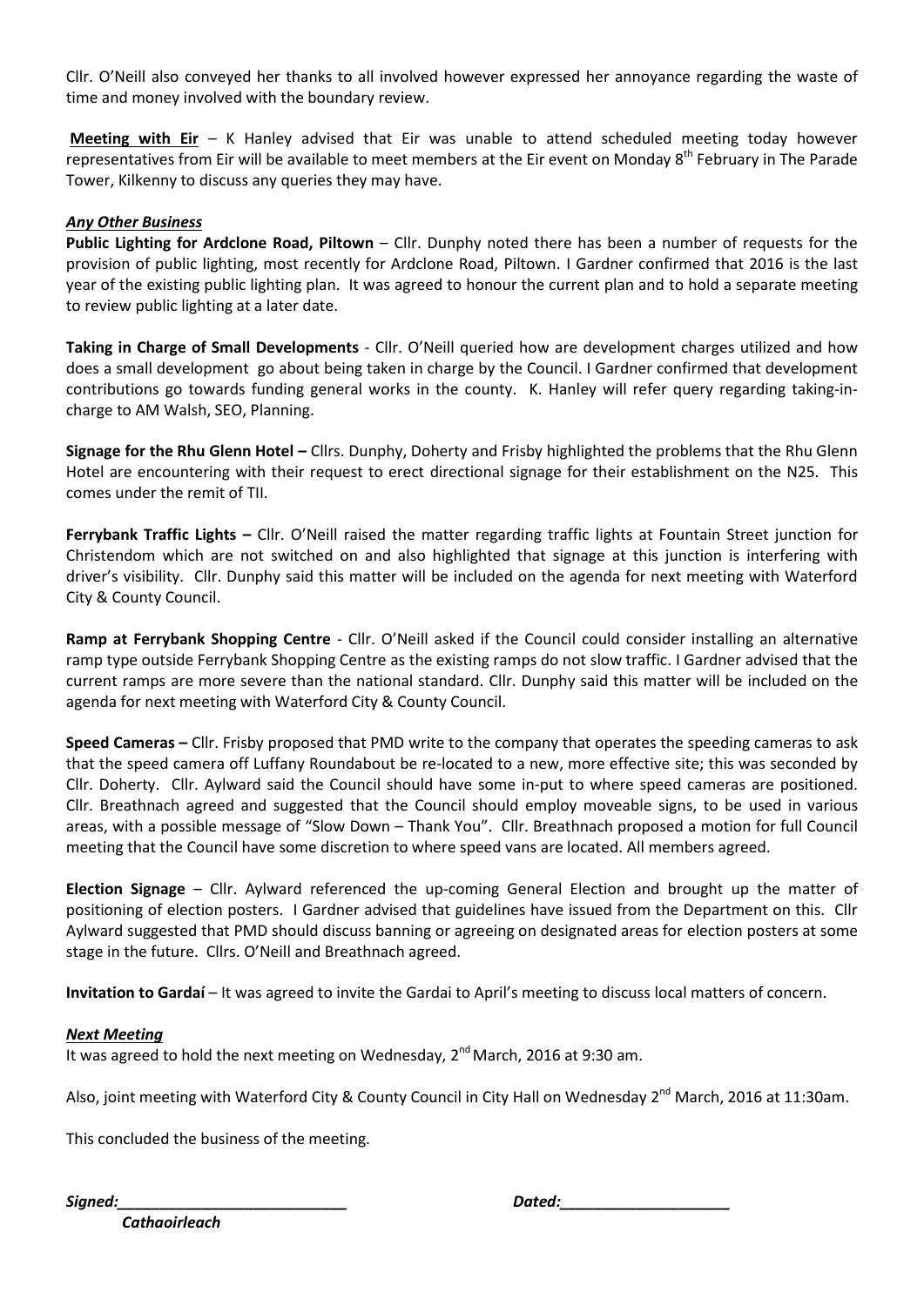Cllr. O'Neill also conveyed her thanks to all involved however expressed her annoyance regarding the waste of time and money involved with the boundary review.

**Meeting with Eir** – K Hanley advised that Eir was unable to attend scheduled meeting today however representatives from Eir will be available to meet members at the Eir event on Monday 8th February in The Parade Tower, Kilkenny to discuss any queries they may have.

***Any Other Business***

**Public Lighting for Ardclone Road, Piltown** – Cllr. Dunphy noted there has been a number of requests for the provision of public lighting, most recently for Ardclone Road, Piltown. I Gardner confirmed that 2016 is the last year of the existing public lighting plan. It was agreed to honour the current plan and to hold a separate meeting to review public lighting at a later date.

**Taking in Charge of Small Developments** - Cllr. O'Neill queried how are development charges utilized and how does a small development go about being taken in charge by the Council. I Gardner confirmed that development contributions go towards funding general works in the county. K. Hanley will refer query regarding taking-in-charge to AM Walsh, SEO, Planning.

**Signage for the Rhu Glenn Hotel –** Cllrs. Dunphy, Doherty and Frisby highlighted the problems that the Rhu Glenn Hotel are encountering with their request to erect directional signage for their establishment on the N25. This comes under the remit of TII.

**Ferrybank Traffic Lights –** Cllr. O'Neill raised the matter regarding traffic lights at Fountain Street junction for Christendom which are not switched on and also highlighted that signage at this junction is interfering with driver's visibility. Cllr. Dunphy said this matter will be included on the agenda for next meeting with Waterford City & County Council.

**Ramp at Ferrybank Shopping Centre** - Cllr. O'Neill asked if the Council could consider installing an alternative ramp type outside Ferrybank Shopping Centre as the existing ramps do not slow traffic. I Gardner advised that the current ramps are more severe than the national standard. Cllr. Dunphy said this matter will be included on the agenda for next meeting with Waterford City & County Council.

**Speed Cameras –** Cllr. Frisby proposed that PMD write to the company that operates the speeding cameras to ask that the speed camera off Luffany Roundabout be re-located to a new, more effective site; this was seconded by Cllr. Doherty. Cllr. Aylward said the Council should have some in-put to where speed cameras are positioned. Cllr. Breathnach agreed and suggested that the Council should employ moveable signs, to be used in various areas, with a possible message of "Slow Down – Thank You". Cllr. Breathnach proposed a motion for full Council meeting that the Council have some discretion to where speed vans are located. All members agreed.

**Election Signage** – Cllr. Aylward referenced the up-coming General Election and brought up the matter of positioning of election posters. I Gardner advised that guidelines have issued from the Department on this. Cllr Aylward suggested that PMD should discuss banning or agreeing on designated areas for election posters at some stage in the future. Cllrs. O'Neill and Breathnach agreed.

**Invitation to Gardaí** – It was agreed to invite the Gardai to April's meeting to discuss local matters of concern.

***Next Meeting***

It was agreed to hold the next meeting on Wednesday, 2nd March, 2016 at 9:30 am.

Also, joint meeting with Waterford City & County Council in City Hall on Wednesday 2nd March, 2016 at 11:30am.

This concluded the business of the meeting.

***Signed:___________________________*** ***Dated:____________________***

***Cathaoirleach***